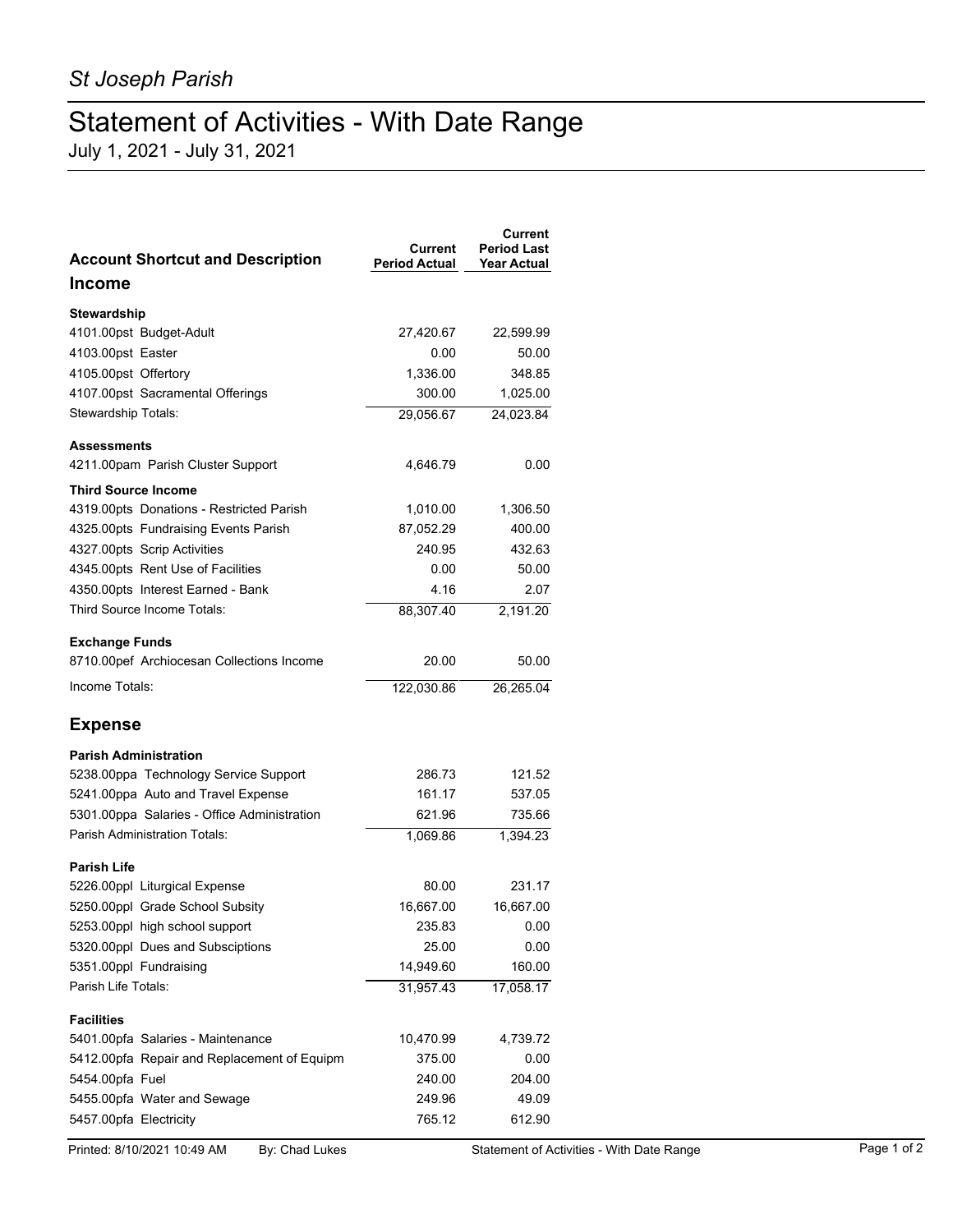*St Joseph Parish*

# Statement of Activities - With Date Range

July 1, 2021 - July 31, 2021

| Account Shortcut and Description | Current Period Actual | Current Period Last Year Actual |
|---|---|---|
| **Income** | | |
| **Stewardship** | | |
| 4101.00pst Budget-Adult | 27,420.67 | 22,599.99 |
| 4103.00pst Easter | 0.00 | 50.00 |
| 4105.00pst Offertory | 1,336.00 | 348.85 |
| 4107.00pst Sacramental Offerings | 300.00 | 1,025.00 |
| Stewardship Totals: | 29,056.67 | 24,023.84 |
| **Assessments** | | |
| 4211.00pam Parish Cluster Support | 4,646.79 | 0.00 |
| **Third Source Income** | | |
| 4319.00pts Donations - Restricted Parish | 1,010.00 | 1,306.50 |
| 4325.00pts Fundraising Events Parish | 87,052.29 | 400.00 |
| 4327.00pts Scrip Activities | 240.95 | 432.63 |
| 4345.00pts Rent Use of Facilities | 0.00 | 50.00 |
| 4350.00pts Interest Earned - Bank | 4.16 | 2.07 |
| Third Source Income Totals: | 88,307.40 | 2,191.20 |
| **Exchange Funds** | | |
| 8710.00pef Archiocesan Collections Income | 20.00 | 50.00 |
| Income Totals: | 122,030.86 | 26,265.04 |
| **Expense** | | |
| **Parish Administration** | | |
| 5238.00ppa Technology Service Support | 286.73 | 121.52 |
| 5241.00ppa Auto and Travel Expense | 161.17 | 537.05 |
| 5301.00ppa Salaries - Office Administration | 621.96 | 735.66 |
| Parish Administration Totals: | 1,069.86 | 1,394.23 |
| **Parish Life** | | |
| 5226.00ppl Liturgical Expense | 80.00 | 231.17 |
| 5250.00ppl Grade School Subsity | 16,667.00 | 16,667.00 |
| 5253.00ppl high school support | 235.83 | 0.00 |
| 5320.00ppl Dues and Subsciptions | 25.00 | 0.00 |
| 5351.00ppl Fundraising | 14,949.60 | 160.00 |
| Parish Life Totals: | 31,957.43 | 17,058.17 |
| **Facilities** | | |
| 5401.00pfa Salaries - Maintenance | 10,470.99 | 4,739.72 |
| 5412.00pfa Repair and Replacement of Equipm | 375.00 | 0.00 |
| 5454.00pfa Fuel | 240.00 | 204.00 |
| 5455.00pfa Water and Sewage | 249.96 | 49.09 |
| 5457.00pfa Electricity | 765.12 | 612.90 |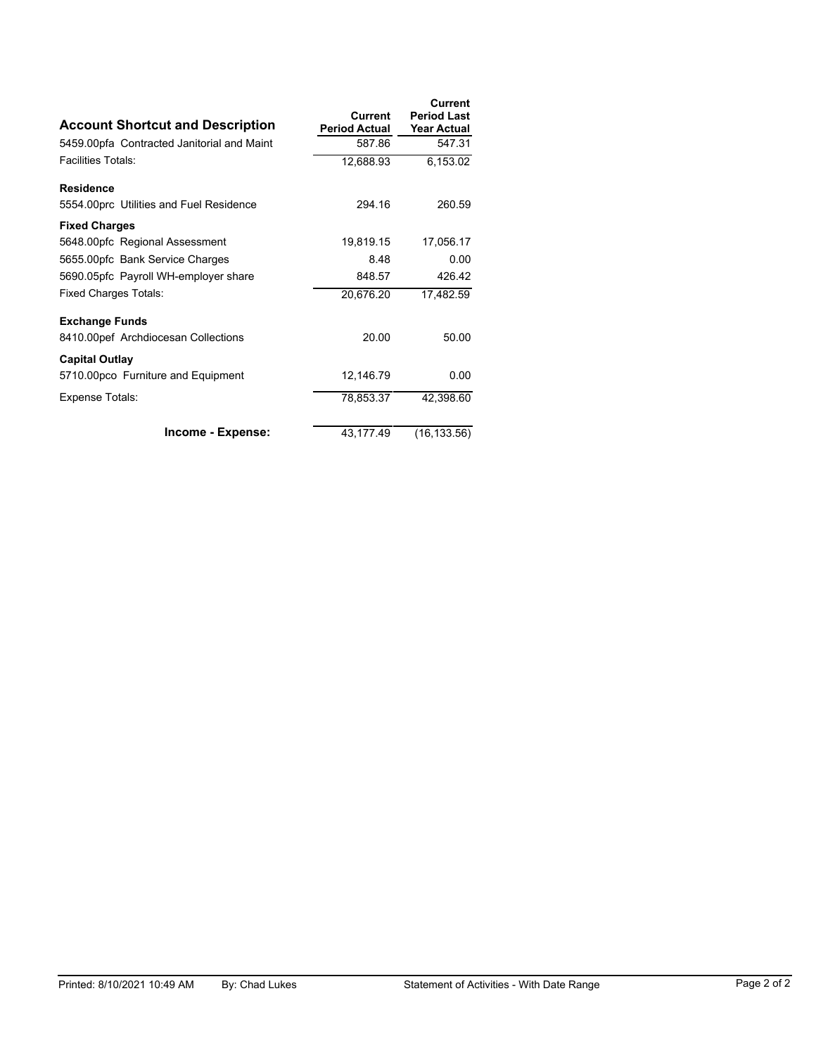| Account Shortcut and Description | Current Period Actual | Current Period Last Year Actual |
|---|---|---|
| 5459.00pfa Contracted Janitorial and Maint | 587.86 | 547.31 |
| Facilities Totals: | 12,688.93 | 6,153.02 |
| **Residence** | | |
| 5554.00prc Utilities and Fuel Residence | 294.16 | 260.59 |
| **Fixed Charges** | | |
| 5648.00pfc Regional Assessment | 19,819.15 | 17,056.17 |
| 5655.00pfc Bank Service Charges | 8.48 | 0.00 |
| 5690.05pfc Payroll WH-employer share | 848.57 | 426.42 |
| Fixed Charges Totals: | 20,676.20 | 17,482.59 |
| **Exchange Funds** | | |
| 8410.00pef Archdiocesan Collections | 20.00 | 50.00 |
| **Capital Outlay** | | |
| 5710.00pco Furniture and Equipment | 12,146.79 | 0.00 |
| Expense Totals: | 78,853.37 | 42,398.60 |
| **Income - Expense:** | 43,177.49 | (16,133.56) |

Printed: 8/10/2021 10:49 AM By: Chad Lukes Statement of Activities - With Date Range